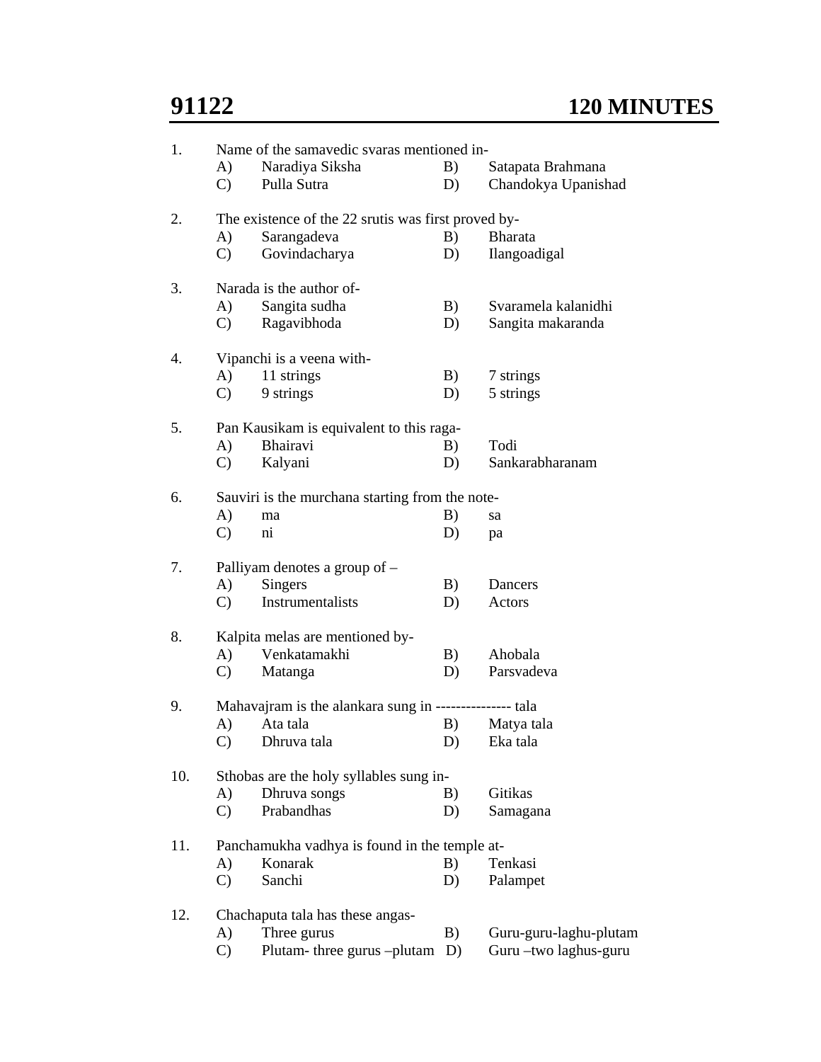**91122** **120 MINUTES**

1. Name of the samavedic svaras mentioned in-
   - A) Naradiya Siksha
   - B) Satapata Brahmana
   - C) Pulla Sutra
   - D) Chandokya Upanishad

2. The existence of the 22 srutis was first proved by-
   - A) Sarangadeva
   - B) Bharata
   - C) Govindacharya
   - D) Ilangoadigal

3. Narada is the author of-
   - A) Sangita sudha
   - B) Svaramela kalanidhi
   - C) Ragavibhoda
   - D) Sangita makaranda

4. Vipanchi is a veena with-
   - A) 11 strings
   - B) 7 strings
   - C) 9 strings
   - D) 5 strings

5. Pan Kausikam is equivalent to this raga-
   - A) Bhairavi
   - B) Todi
   - C) Kalyani
   - D) Sankarabharanam

6. Sauviri is the murchana starting from the note-
   - A) ma
   - B) sa
   - C) ni
   - D) pa

7. Palliyam denotes a group of –
   - A) Singers
   - B) Dancers
   - C) Instrumentalists
   - D) Actors

8. Kalpita melas are mentioned by-
   - A) Venkatamakhi
   - B) Ahobala
   - C) Matanga
   - D) Parsvadeva

9. Mahavajram is the alankara sung in --------------- tala
   - A) Ata tala
   - B) Matya tala
   - C) Dhruva tala
   - D) Eka tala

10. Sthobas are the holy syllables sung in-
    - A) Dhruva songs
    - B) Gitikas
    - C) Prabandhas
    - D) Samagana

11. Panchamukha vadhya is found in the temple at-
    - A) Konarak
    - B) Tenkasi
    - C) Sanchi
    - D) Palampet

12. Chachaputa tala has these angas-
    - A) Three gurus
    - B) Guru-guru-laghu-plutam
    - C) Plutam- three gurus –plutam
    - D) Guru –two laghus-guru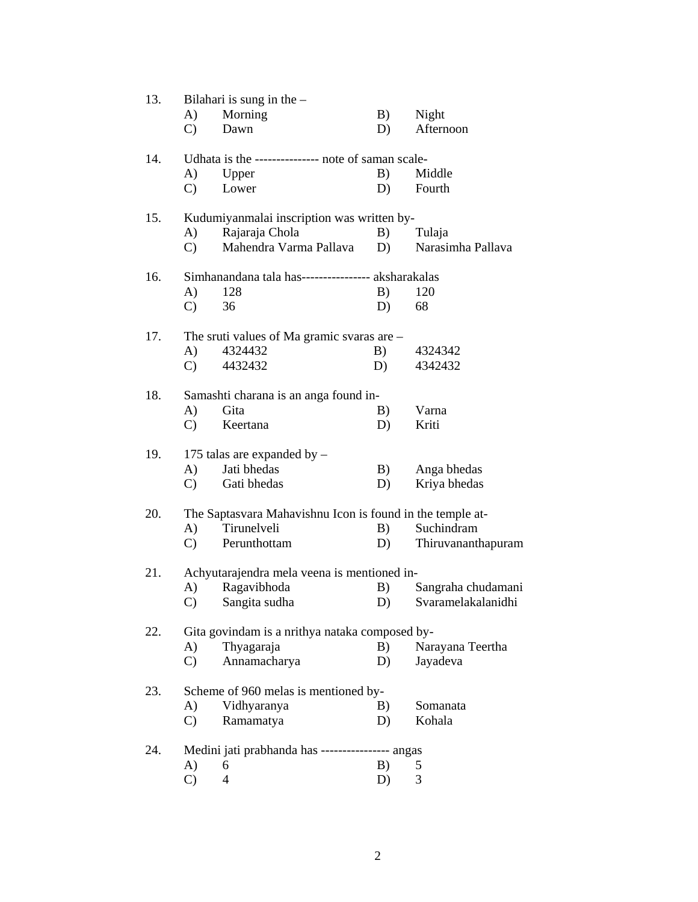13. Bilahari is sung in the –
    - A) Morning
    - B) Night
    - C) Dawn
    - D) Afternoon

14. Udhata is the --------------- note of saman scale-
    - A) Upper
    - B) Middle
    - C) Lower
    - D) Fourth

15. Kudumiyanmalai inscription was written by-
    - A) Rajaraja Chola
    - B) Tulaja
    - C) Mahendra Varma Pallava
    - D) Narasimha Pallava

16. Simhanandana tala has---------------- aksharakalas
    - A) 128
    - B) 120
    - C) 36
    - D) 68

17. The sruti values of Ma gramic svaras are –
    - A) 4324432
    - B) 4324342
    - C) 4432432
    - D) 4342432

18. Samashti charana is an anga found in-
    - A) Gita
    - B) Varna
    - C) Keertana
    - D) Kriti

19. 175 talas are expanded by –
    - A) Jati bhedas
    - B) Anga bhedas
    - C) Gati bhedas
    - D) Kriya bhedas

20. The Saptasvara Mahavishnu Icon is found in the temple at-
    - A) Tirunelveli
    - B) Suchindram
    - C) Perunthottam
    - D) Thiruvananthapuram

21. Achyutarajendra mela veena is mentioned in-
    - A) Ragavibhoda
    - B) Sangraha chudamani
    - C) Sangita sudha
    - D) Svaramelakalanidhi

22. Gita govindam is a nrithya nataka composed by-
    - A) Thyagaraja
    - B) Narayana Teertha
    - C) Annamacharya
    - D) Jayadeva

23. Scheme of 960 melas is mentioned by-
    - A) Vidhyaranya
    - B) Somanata
    - C) Ramamatya
    - D) Kohala

24. Medini jati prabhanda has ---------------- angas
    - A) 6
    - B) 5
    - C) 4
    - D) 3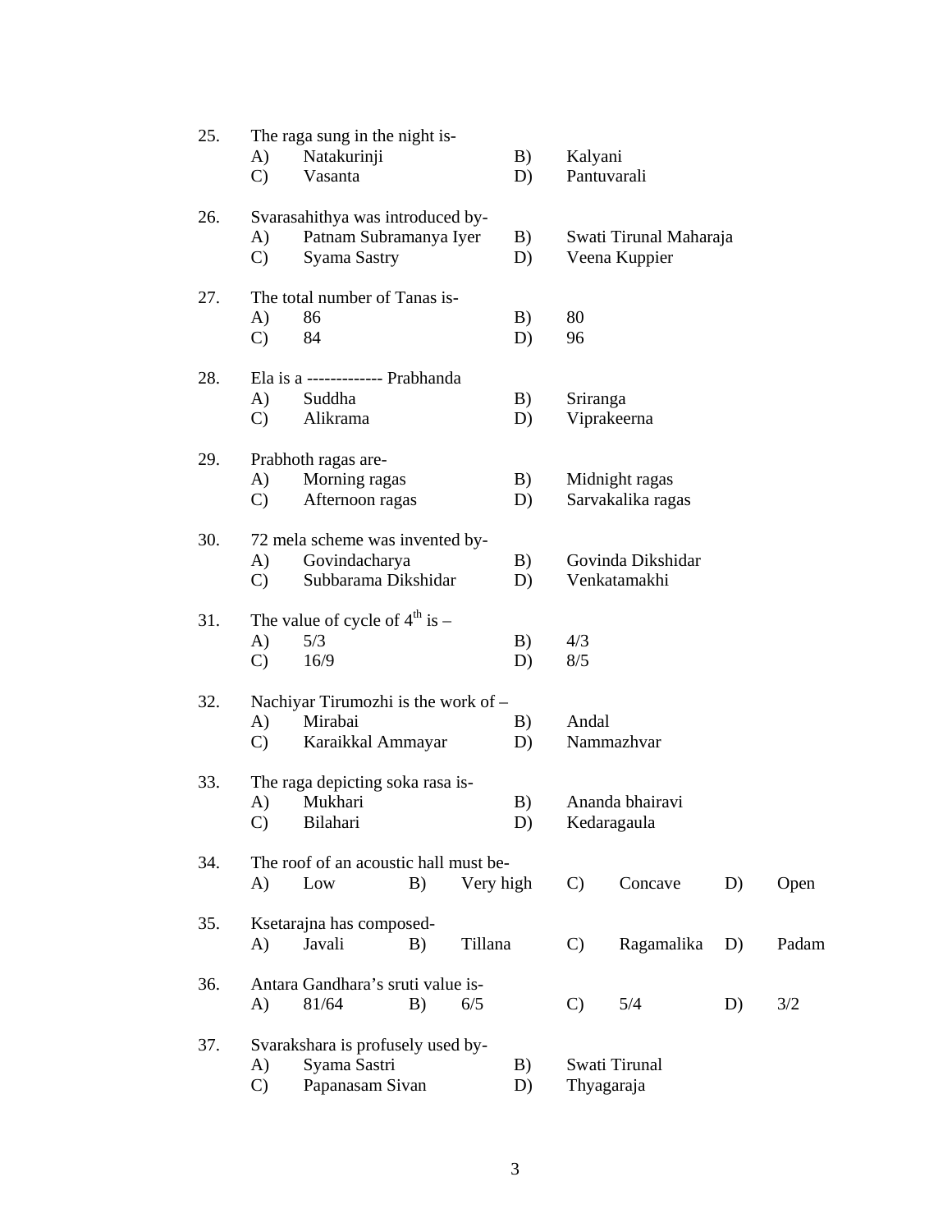25. The raga sung in the night is-
    - A) Natakurinji
    - B) Kalyani
    - C) Vasanta
    - D) Pantuvarali

26. Svarasahithya was introduced by-
    - A) Patnam Subramanya Iyer
    - B) Swati Tirunal Maharaja
    - C) Syama Sastry
    - D) Veena Kuppier

27. The total number of Tanas is-
    - A) 86
    - B) 80
    - C) 84
    - D) 96

28. Ela is a ------------- Prabhanda
    - A) Suddha
    - B) Sriranga
    - C) Alikrama
    - D) Viprakeerna

29. Prabhoth ragas are-
    - A) Morning ragas
    - B) Midnight ragas
    - C) Afternoon ragas
    - D) Sarvakalika ragas

30. 72 mela scheme was invented by-
    - A) Govindacharya
    - B) Govinda Dikshidar
    - C) Subbarama Dikshidar
    - D) Venkatamakhi

31. The value of cycle of 4th is –
    - A) 5/3
    - B) 4/3
    - C) 16/9
    - D) 8/5

32. Nachiyar Tirumozhi is the work of –
    - A) Mirabai
    - B) Andal
    - C) Karaikkal Ammayar
    - D) Nammazhvar

33. The raga depicting soka rasa is-
    - A) Mukhari
    - B) Ananda bhairavi
    - C) Bilahari
    - D) Kedaragaula

34. The roof of an acoustic hall must be-
    - A) Low
    - B) Very high
    - C) Concave
    - D) Open

35. Ksetarajna has composed-
    - A) Javali
    - B) Tillana
    - C) Ragamalika
    - D) Padam

36. Antara Gandhara's sruti value is-
    - A) 81/64
    - B) 6/5
    - C) 5/4
    - D) 3/2

37. Svarakshara is profusely used by-
    - A) Syama Sastri
    - B) Swati Tirunal
    - C) Papanasam Sivan
    - D) Thyagaraja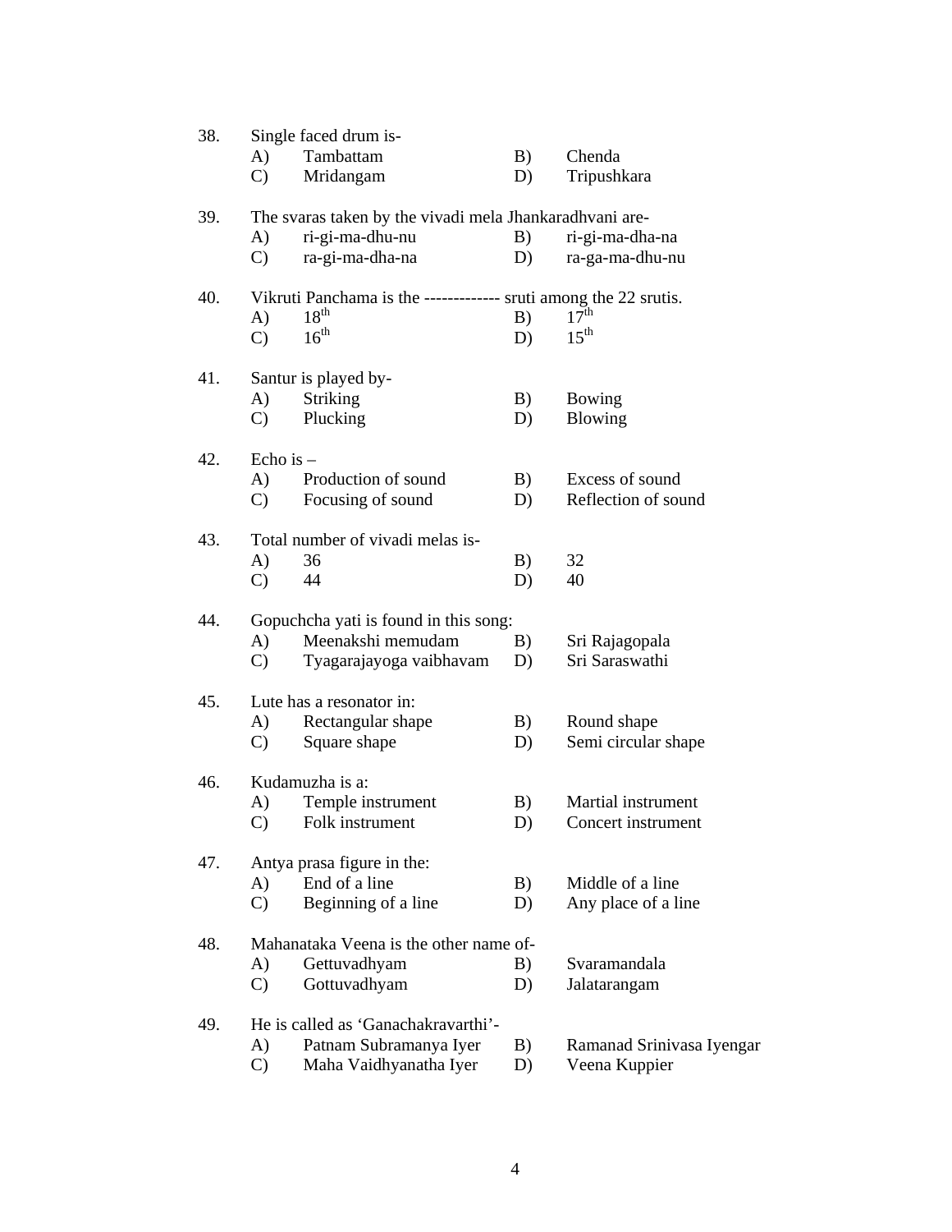38. Single faced drum is-

    A) Tambattam B) Chenda
    C) Mridangam D) Tripushkara

39. The svaras taken by the vivadi mela Jhankaradhvani are-

    A) ri-gi-ma-dhu-nu B) ri-gi-ma-dha-na
    C) ra-gi-ma-dha-na D) ra-ga-ma-dhu-nu

40. Vikruti Panchama is the ------------- sruti among the 22 srutis.

    A) 18th B) 17th
    C) 16th D) 15th

41. Santur is played by-

    A) Striking B) Bowing
    C) Plucking D) Blowing

42. Echo is –

    A) Production of sound B) Excess of sound
    C) Focusing of sound D) Reflection of sound

43. Total number of vivadi melas is-

    A) 36 B) 32
    C) 44 D) 40

44. Gopuchcha yati is found in this song:

    A) Meenakshi memudam B) Sri Rajagopala
    C) Tyagarajayoga vaibhavam D) Sri Saraswathi

45. Lute has a resonator in:

    A) Rectangular shape B) Round shape
    C) Square shape D) Semi circular shape

46. Kudamuzha is a:

    A) Temple instrument B) Martial instrument
    C) Folk instrument D) Concert instrument

47. Antya prasa figure in the:

    A) End of a line B) Middle of a line
    C) Beginning of a line D) Any place of a line

48. Mahanataka Veena is the other name of-

    A) Gettuvadhyam B) Svaramandala
    C) Gottuvadhyam D) Jalatarangam

49. He is called as 'Ganachakravarthi'-

    A) Patnam Subramanya Iyer B) Ramanad Srinivasa Iyengar
    C) Maha Vaidhyanatha Iyer D) Veena Kuppier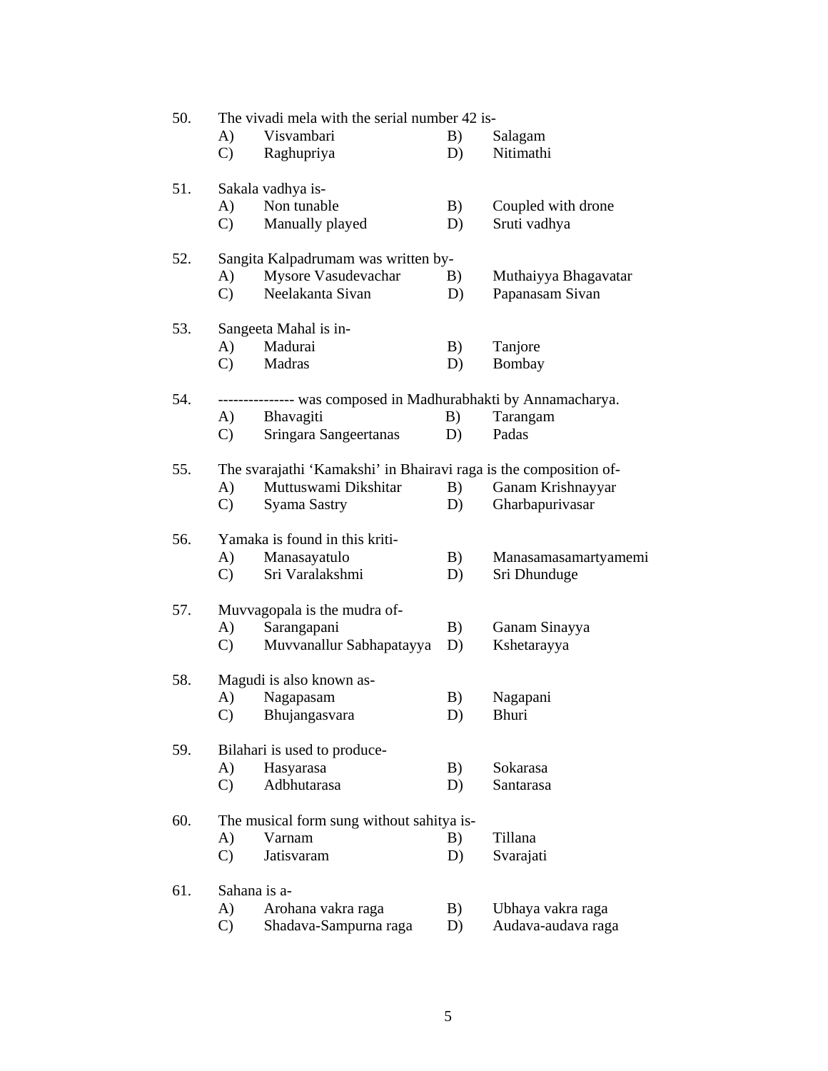50. The vivadi mela with the serial number 42 is-
    - A) Visvambari
    - B) Salagam
    - C) Raghupriya
    - D) Nitimathi

51. Sakala vadhya is-
    - A) Non tunable
    - B) Coupled with drone
    - C) Manually played
    - D) Sruti vadhya

52. Sangita Kalpadrumam was written by-
    - A) Mysore Vasudevachar
    - B) Muthaiyya Bhagavatar
    - C) Neelakanta Sivan
    - D) Papanasam Sivan

53. Sangeeta Mahal is in-
    - A) Madurai
    - B) Tanjore
    - C) Madras
    - D) Bombay

54. -------------- was composed in Madhurabhakti by Annamacharya.
    - A) Bhavagiti
    - B) Tarangam
    - C) Sringara Sangeertanas
    - D) Padas

55. The svarajathi 'Kamakshi' in Bhairavi raga is the composition of-
    - A) Muttuswami Dikshitar
    - B) Ganam Krishnayyar
    - C) Syama Sastry
    - D) Gharbapurivasar

56. Yamaka is found in this kriti-
    - A) Manasayatulo
    - B) Manasamasamartyamemi
    - C) Sri Varalakshmi
    - D) Sri Dhunduge

57. Muvvagopala is the mudra of-
    - A) Sarangapani
    - B) Ganam Sinayya
    - C) Muvvanallur Sabhapatayya
    - D) Kshetarayya

58. Magudi is also known as-
    - A) Nagapasam
    - B) Nagapani
    - C) Bhujangasvara
    - D) Bhuri

59. Bilahari is used to produce-
    - A) Hasyarasa
    - B) Sokarasa
    - C) Adbhutarasa
    - D) Santarasa

60. The musical form sung without sahitya is-
    - A) Varnam
    - B) Tillana
    - C) Jatisvaram
    - D) Svarajati

61. Sahana is a-
    - A) Arohana vakra raga
    - B) Ubhaya vakra raga
    - C) Shadava-Sampurna raga
    - D) Audava-audava raga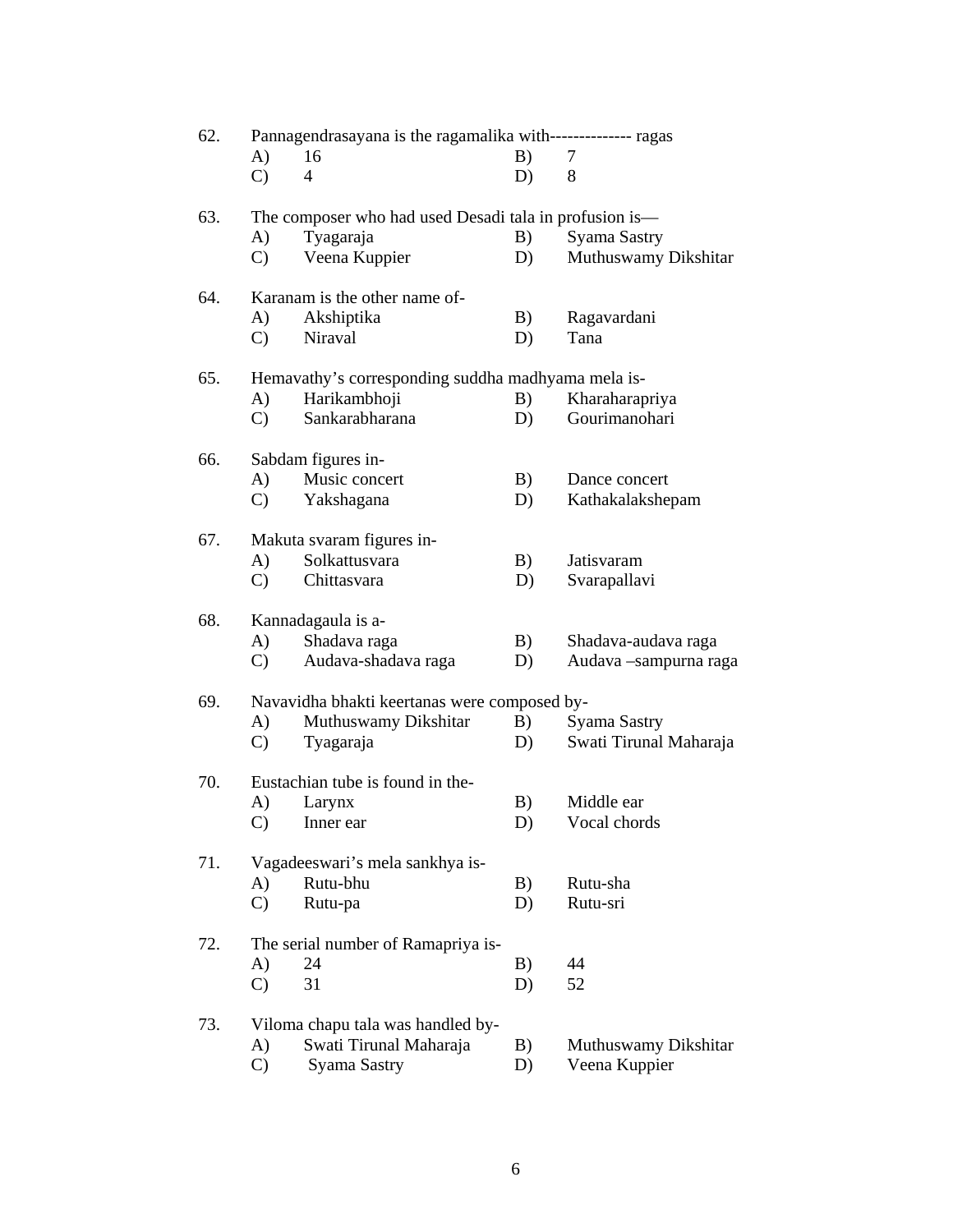62. Pannagendrasayana is the ragamalika with-------------- ragas
   - A) 16
   - B) 7
   - C) 4
   - D) 8

63. The composer who had used Desadi tala in profusion is—
   - A) Tyagaraja
   - B) Syama Sastry
   - C) Veena Kuppier
   - D) Muthuswamy Dikshitar

64. Karanam is the other name of-
   - A) Akshiptika
   - B) Ragavardani
   - C) Niraval
   - D) Tana

65. Hemavathy's corresponding suddha madhyama mela is-
   - A) Harikambhoji
   - B) Kharaharapriya
   - C) Sankarabharana
   - D) Gourimanohari

66. Sabdam figures in-
   - A) Music concert
   - B) Dance concert
   - C) Yakshagana
   - D) Kathakalakshepam

67. Makuta svaram figures in-
   - A) Solkattusvara
   - B) Jatisvaram
   - C) Chittasvara
   - D) Svarapallavi

68. Kannadagaula is a-
   - A) Shadava raga
   - B) Shadava-audava raga
   - C) Audava-shadava raga
   - D) Audava –sampurna raga

69. Navavidha bhakti keertanas were composed by-
   - A) Muthuswamy Dikshitar
   - B) Syama Sastry
   - C) Tyagaraja
   - D) Swati Tirunal Maharaja

70. Eustachian tube is found in the-
   - A) Larynx
   - B) Middle ear
   - C) Inner ear
   - D) Vocal chords

71. Vagadeeswari's mela sankhya is-
   - A) Rutu-bhu
   - B) Rutu-sha
   - C) Rutu-pa
   - D) Rutu-sri

72. The serial number of Ramapriya is-
   - A) 24
   - B) 44
   - C) 31
   - D) 52

73. Viloma chapu tala was handled by-
   - A) Swati Tirunal Maharaja
   - B) Muthuswamy Dikshitar
   - C) Syama Sastry
   - D) Veena Kuppier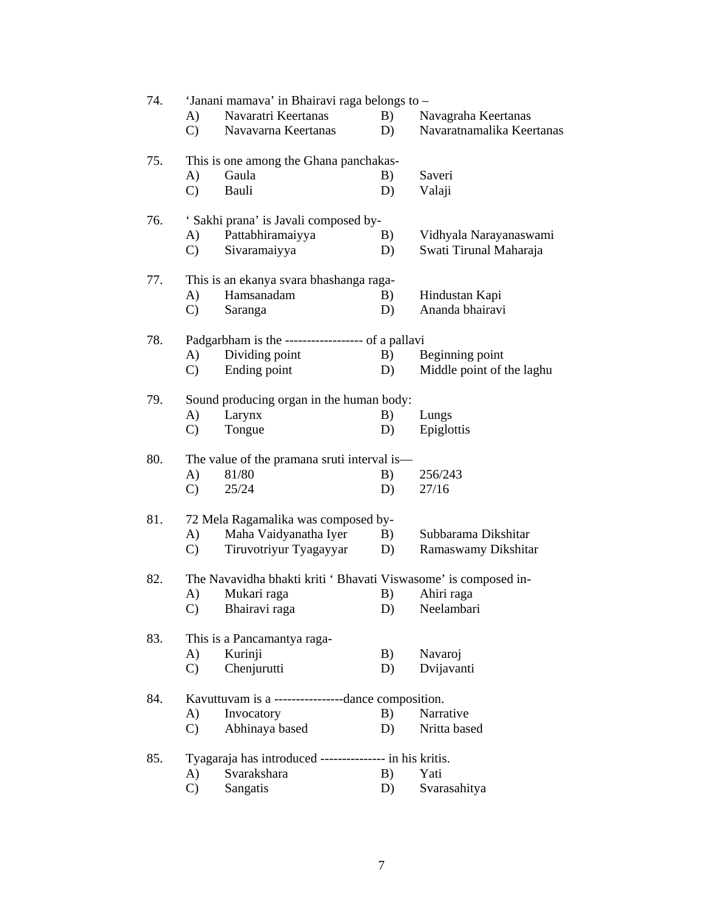74. 'Janani mamava' in Bhairavi raga belongs to –
A) Navaratri Keertanas
B) Navagraha Keertanas
C) Navavarna Keertanas
D) Navaratnamalika Keertanas

75. This is one among the Ghana panchakas-
A) Gaula
B) Saveri
C) Bauli
D) Valaji

76. ' Sakhi prana' is Javali composed by-
A) Pattabhiramaiyya
B) Vidhyala Narayanaswami
C) Sivaramaiyya
D) Swati Tirunal Maharaja

77. This is an ekanya svara bhashanga raga-
A) Hamsanadam
B) Hindustan Kapi
C) Saranga
D) Ananda bhairavi

78. Padgarbham is the ----------------- of a pallavi
A) Dividing point
B) Beginning point
C) Ending point
D) Middle point of the laghu

79. Sound producing organ in the human body:
A) Larynx
B) Lungs
C) Tongue
D) Epiglottis

80. The value of the pramana sruti interval is—
A) 81/80
B) 256/243
C) 25/24
D) 27/16

81. 72 Mela Ragamalika was composed by-
A) Maha Vaidyanatha Iyer
B) Subbarama Dikshitar
C) Tiruvotriyur Tyagayyar
D) Ramaswamy Dikshitar

82. The Navavidha bhakti kriti ' Bhavati Viswasome' is composed in-
A) Mukari raga
B) Ahiri raga
C) Bhairavi raga
D) Neelambari

83. This is a Pancamantya raga-
A) Kurinji
B) Navaroj
C) Chenjurutti
D) Dvijavanti

84. Kavuttuvam is a ----------------dance composition.
A) Invocatory
B) Narrative
C) Abhinaya based
D) Nritta based

85. Tyagaraja has introduced --------------- in his kritis.
A) Svarakshara
B) Yati
C) Sangatis
D) Svarasahitya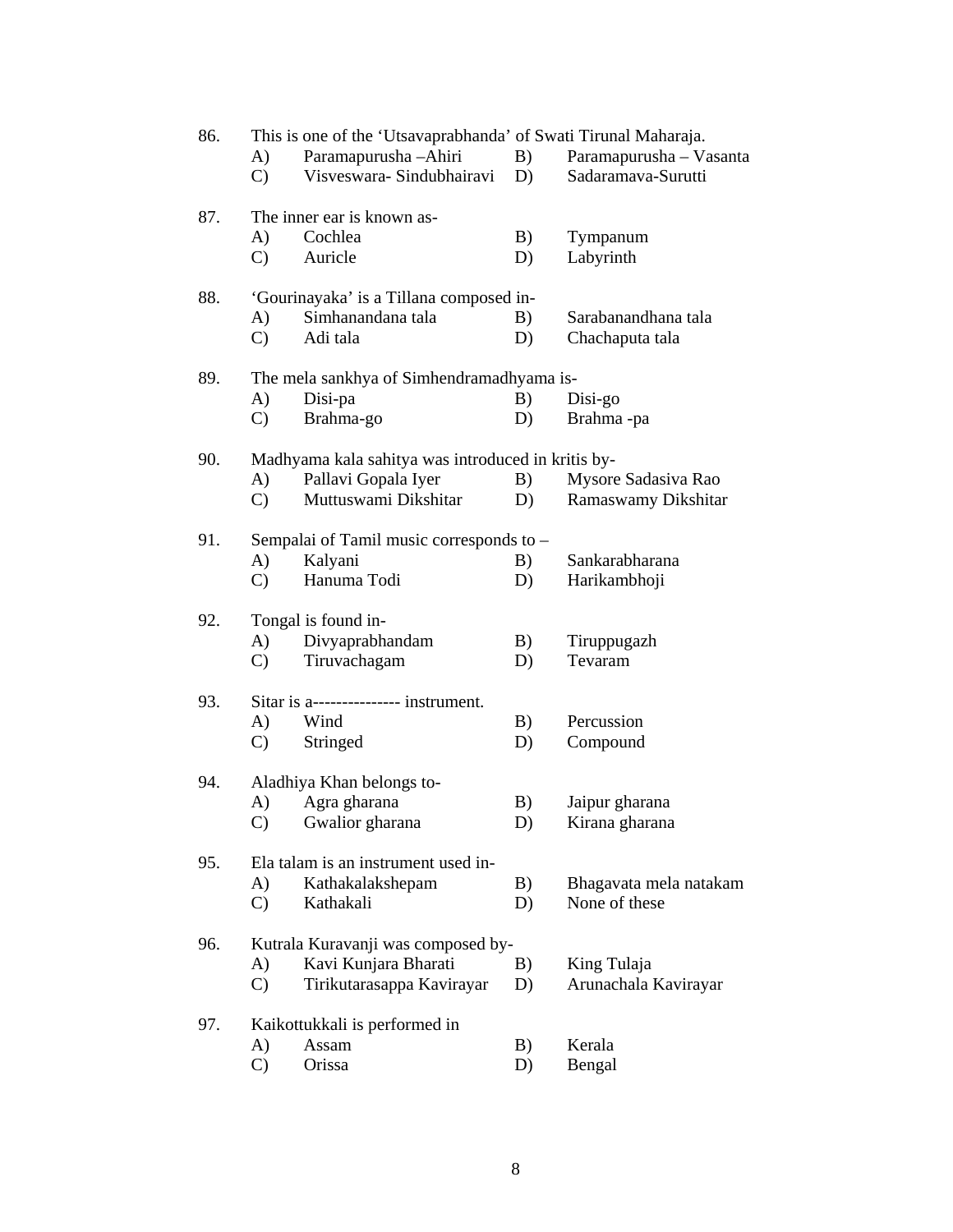86. This is one of the 'Utsavaprabhanda' of Swati Tirunal Maharaja.
   A) Paramapurusha –Ahiri  B) Paramapurusha – Vasanta
   C) Visveswara- Sindubhairavi  D) Sadaramava-Surutti

87. The inner ear is known as-
   A) Cochlea  B) Tympanum
   C) Auricle  D) Labyrinth

88. 'Gourinayaka' is a Tillana composed in-
   A) Simhanandana tala  B) Sarabanandhana tala
   C) Adi tala  D) Chachaputa tala

89. The mela sankhya of Simhendramadhyama is-
   A) Disi-pa  B) Disi-go
   C) Brahma-go  D) Brahma -pa

90. Madhyama kala sahitya was introduced in kritis by-
   A) Pallavi Gopala Iyer  B) Mysore Sadasiva Rao
   C) Muttuswami Dikshitar  D) Ramaswamy Dikshitar

91. Sempalai of Tamil music corresponds to –
   A) Kalyani  B) Sankarabharana
   C) Hanuma Todi  D) Harikambhoji

92. Tongal is found in-
   A) Divyaprabhandam  B) Tiruppugazh
   C) Tiruvachagam  D) Tevaram

93. Sitar is a--------------- instrument.
   A) Wind  B) Percussion
   C) Stringed  D) Compound

94. Aladhiya Khan belongs to-
   A) Agra gharana  B) Jaipur gharana
   C) Gwalior gharana  D) Kirana gharana

95. Ela talam is an instrument used in-
   A) Kathakalakshepam  B) Bhagavata mela natakam
   C) Kathakali  D) None of these

96. Kutrala Kuravanji was composed by-
   A) Kavi Kunjara Bharati  B) King Tulaja
   C) Tirikutarasappa Kavirayar  D) Arunachala Kavirayar

97. Kaikottukkali is performed in
   A) Assam  B) Kerala
   C) Orissa  D) Bengal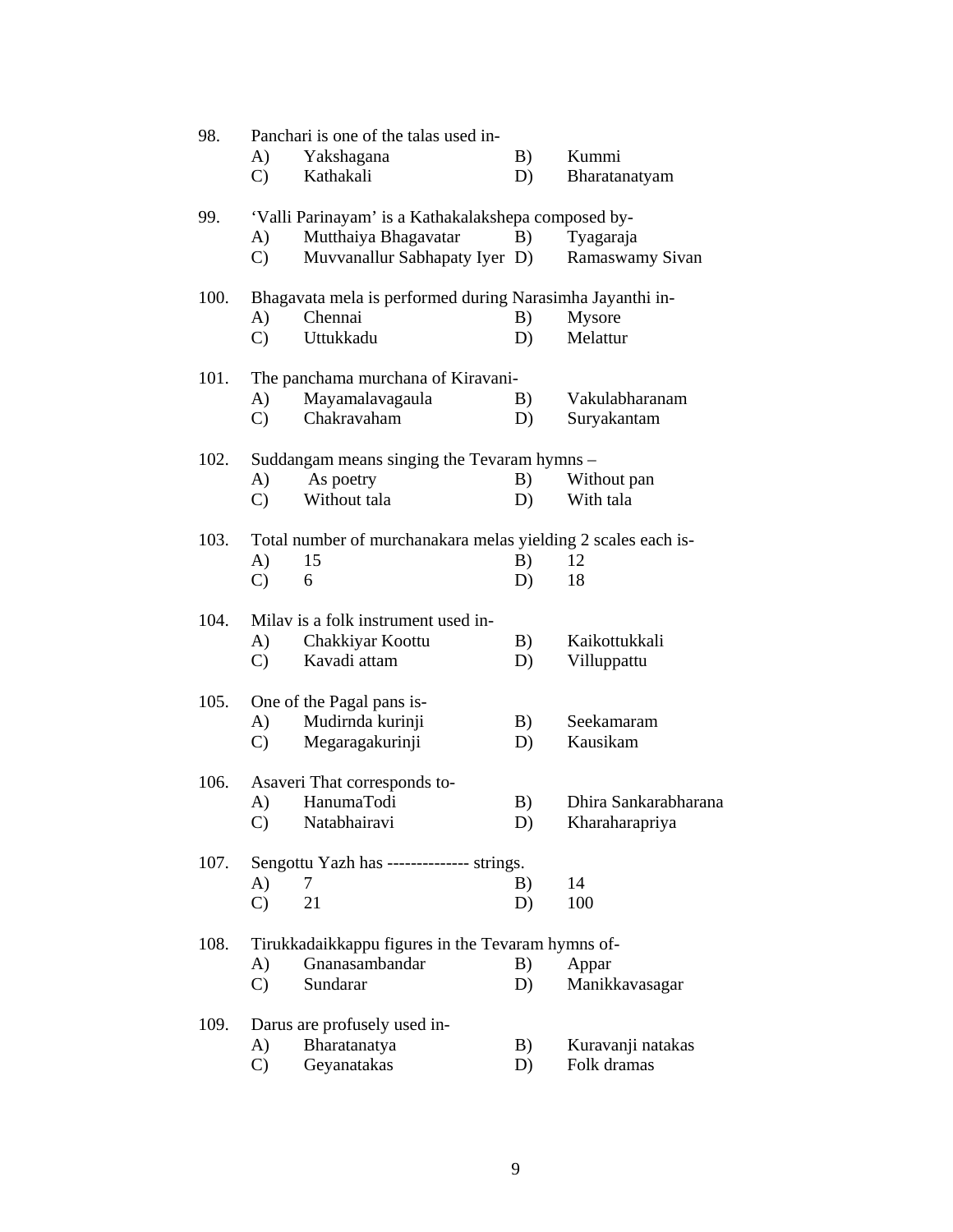98. Panchari is one of the talas used in-

A) Yakshagana  B) Kummi
C) Kathakali  D) Bharatanatyam

99. 'Valli Parinayam' is a Kathakalakshepa composed by-

A) Mutthaiya Bhagavatar  B) Tyagaraja
C) Muvvanallur Sabhapaty Iyer  D) Ramaswamy Sivan

100. Bhagavata mela is performed during Narasimha Jayanthi in-

A) Chennai  B) Mysore
C) Uttukkadu  D) Melattur

101. The panchama murchana of Kiravani-

A) Mayamalavagaula  B) Vakulabharanam
C) Chakravaham  D) Suryakantam

102. Suddangam means singing the Tevaram hymns –

A) As poetry  B) Without pan
C) Without tala  D) With tala

103. Total number of murchanakara melas yielding 2 scales each is-

A) 15  B) 12
C) 6  D) 18

104. Milav is a folk instrument used in-

A) Chakkiyar Koottu  B) Kaikottukkali
C) Kavadi attam  D) Villuppattu

105. One of the Pagal pans is-

A) Mudirnda kurinji  B) Seekamaram
C) Megaragakurinji  D) Kausikam

106. Asaveri That corresponds to-

A) HanumaTodi  B) Dhira Sankarabharana
C) Natabhairavi  D) Kharaharapriya

107. Sengottu Yazh has -------------- strings.

A) 7  B) 14
C) 21  D) 100

108. Tirukkadaikkappu figures in the Tevaram hymns of-

A) Gnanasambandar  B) Appar
C) Sundarar  D) Manikkavasagar

109. Darus are profusely used in-

A) Bharatanatya  B) Kuravanji natakas
C) Geyanatakas  D) Folk dramas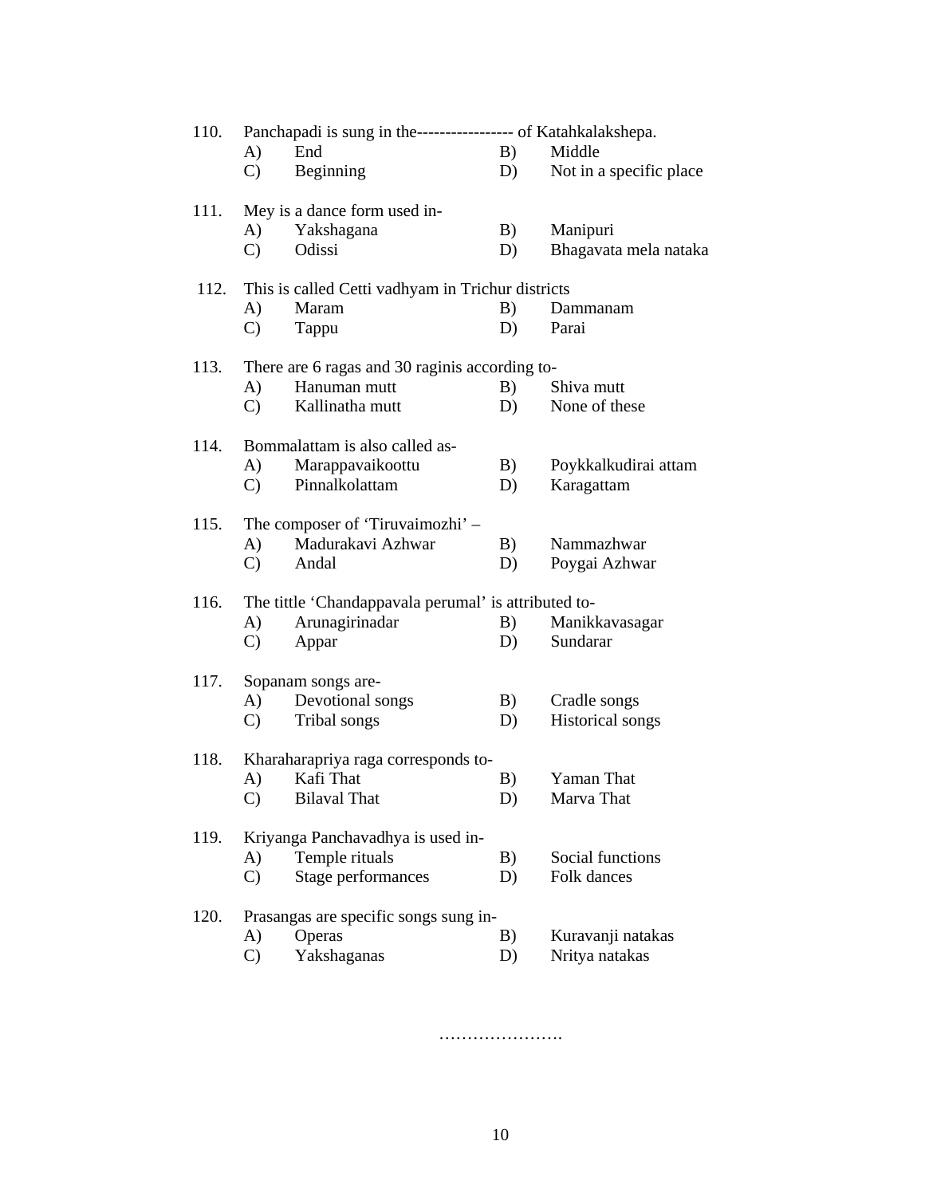110. Panchapadi is sung in the----------------- of Katahkalakshepa.
   - A) End
   - B) Middle
   - C) Beginning
   - D) Not in a specific place

111. Mey is a dance form used in-
   - A) Yakshagana
   - B) Manipuri
   - C) Odissi
   - D) Bhagavata mela nataka

112. This is called Cetti vadhyam in Trichur districts
   - A) Maram
   - B) Dammanam
   - C) Tappu
   - D) Parai

113. There are 6 ragas and 30 raginis according to-
   - A) Hanuman mutt
   - B) Shiva mutt
   - C) Kallinatha mutt
   - D) None of these

114. Bommalattam is also called as-
   - A) Marappavaikoottu
   - B) Poykkalkudirai attam
   - C) Pinnalkolattam
   - D) Karagattam

115. The composer of 'Tiruvaimozhi' –
   - A) Madurakavi Azhwar
   - B) Nammazhwar
   - C) Andal
   - D) Poygai Azhwar

116. The tittle 'Chandappavala perumal' is attributed to-
   - A) Arunagirinadar
   - B) Manikkavasagar
   - C) Appar
   - D) Sundarar

117. Sopanam songs are-
   - A) Devotional songs
   - B) Cradle songs
   - C) Tribal songs
   - D) Historical songs

118. Kharaharapriya raga corresponds to-
   - A) Kafi That
   - B) Yaman That
   - C) Bilaval That
   - D) Marva That

119. Kriyanga Panchavadhya is used in-
   - A) Temple rituals
   - B) Social functions
   - C) Stage performances
   - D) Folk dances

120. Prasangas are specific songs sung in-
   - A) Operas
   - B) Kuravanji natakas
   - C) Yakshaganas
   - D) Nritya natakas

………………….